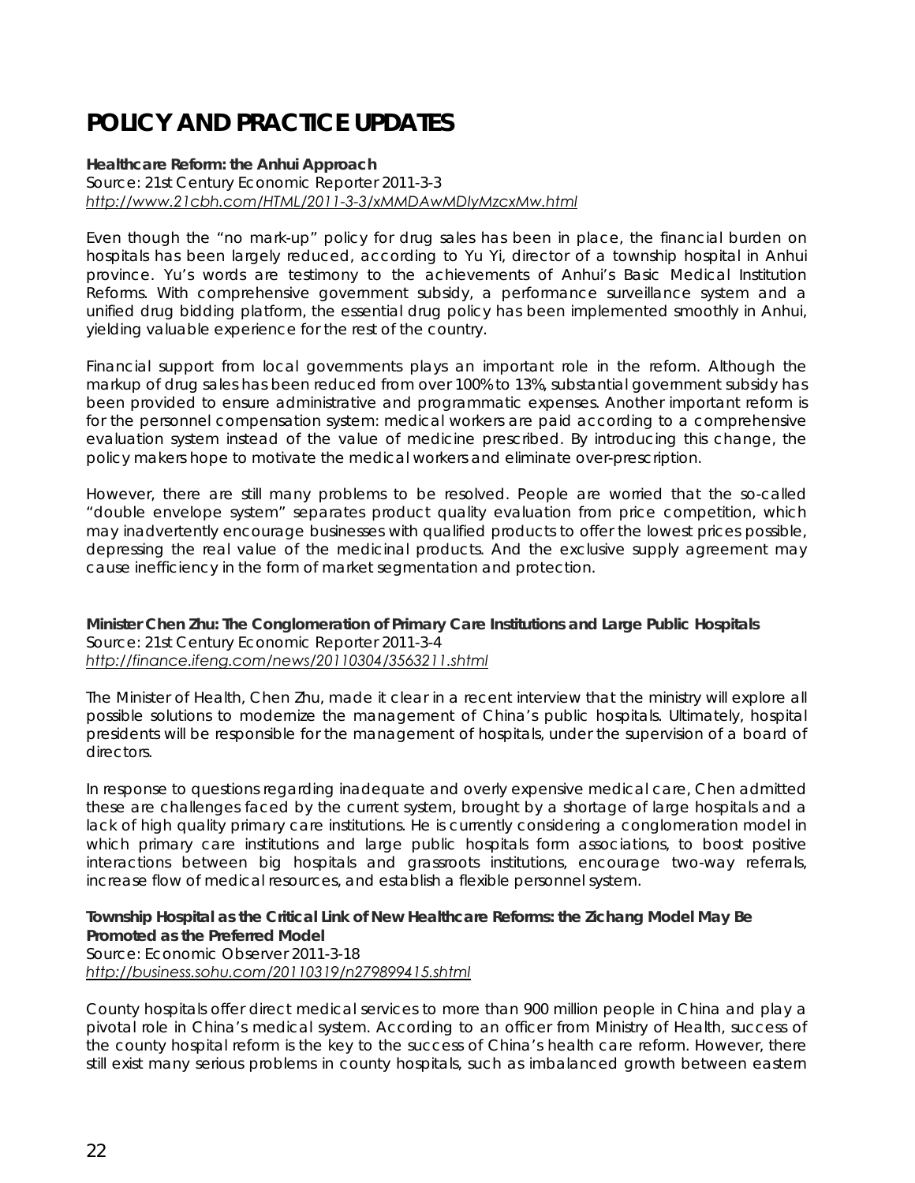# POLICY AND PRACTICE UPDATES

**Healthcare Reform: the Anhui Approach**
Source: 21st Century Economic Reporter 2011-3-3
*http://www.21cbh.com/HTML/2011-3-3/xMMDAwMDIyMzcxMw.html*

Even though the "no mark-up" policy for drug sales has been in place, the financial burden on hospitals has been largely reduced, according to Yu Yi, director of a township hospital in Anhui province. Yu's words are testimony to the achievements of Anhui's Basic Medical Institution Reforms. With comprehensive government subsidy, a performance surveillance system and a unified drug bidding platform, the essential drug policy has been implemented smoothly in Anhui, yielding valuable experience for the rest of the country.

Financial support from local governments plays an important role in the reform. Although the markup of drug sales has been reduced from over 100% to 13%, substantial government subsidy has been provided to ensure administrative and programmatic expenses. Another important reform is for the personnel compensation system: medical workers are paid according to a comprehensive evaluation system instead of the value of medicine prescribed. By introducing this change, the policy makers hope to motivate the medical workers and eliminate over-prescription.

However, there are still many problems to be resolved. People are worried that the so-called "double envelope system" separates product quality evaluation from price competition, which may inadvertently encourage businesses with qualified products to offer the lowest prices possible, depressing the real value of the medicinal products. And the exclusive supply agreement may cause inefficiency in the form of market segmentation and protection.

**Minister Chen Zhu: The Conglomeration of Primary Care Institutions and Large Public Hospitals**
Source: 21st Century Economic Reporter 2011-3-4
*http://finance.ifeng.com/news/20110304/3563211.shtml*

The Minister of Health, Chen Zhu, made it clear in a recent interview that the ministry will explore all possible solutions to modernize the management of China's public hospitals. Ultimately, hospital presidents will be responsible for the management of hospitals, under the supervision of a board of directors.

In response to questions regarding inadequate and overly expensive medical care, Chen admitted these are challenges faced by the current system, brought by a shortage of large hospitals and a lack of high quality primary care institutions. He is currently considering a conglomeration model in which primary care institutions and large public hospitals form associations, to boost positive interactions between big hospitals and grassroots institutions, encourage two-way referrals, increase flow of medical resources, and establish a flexible personnel system.

**Township Hospital as the Critical Link of New Healthcare Reforms: the Zichang Model May Be Promoted as the Preferred Model**
Source: Economic Observer 2011-3-18
*http://business.sohu.com/20110319/n279899415.shtml*

County hospitals offer direct medical services to more than 900 million people in China and play a pivotal role in China's medical system. According to an officer from Ministry of Health, success of the county hospital reform is the key to the success of China's health care reform. However, there still exist many serious problems in county hospitals, such as imbalanced growth between eastern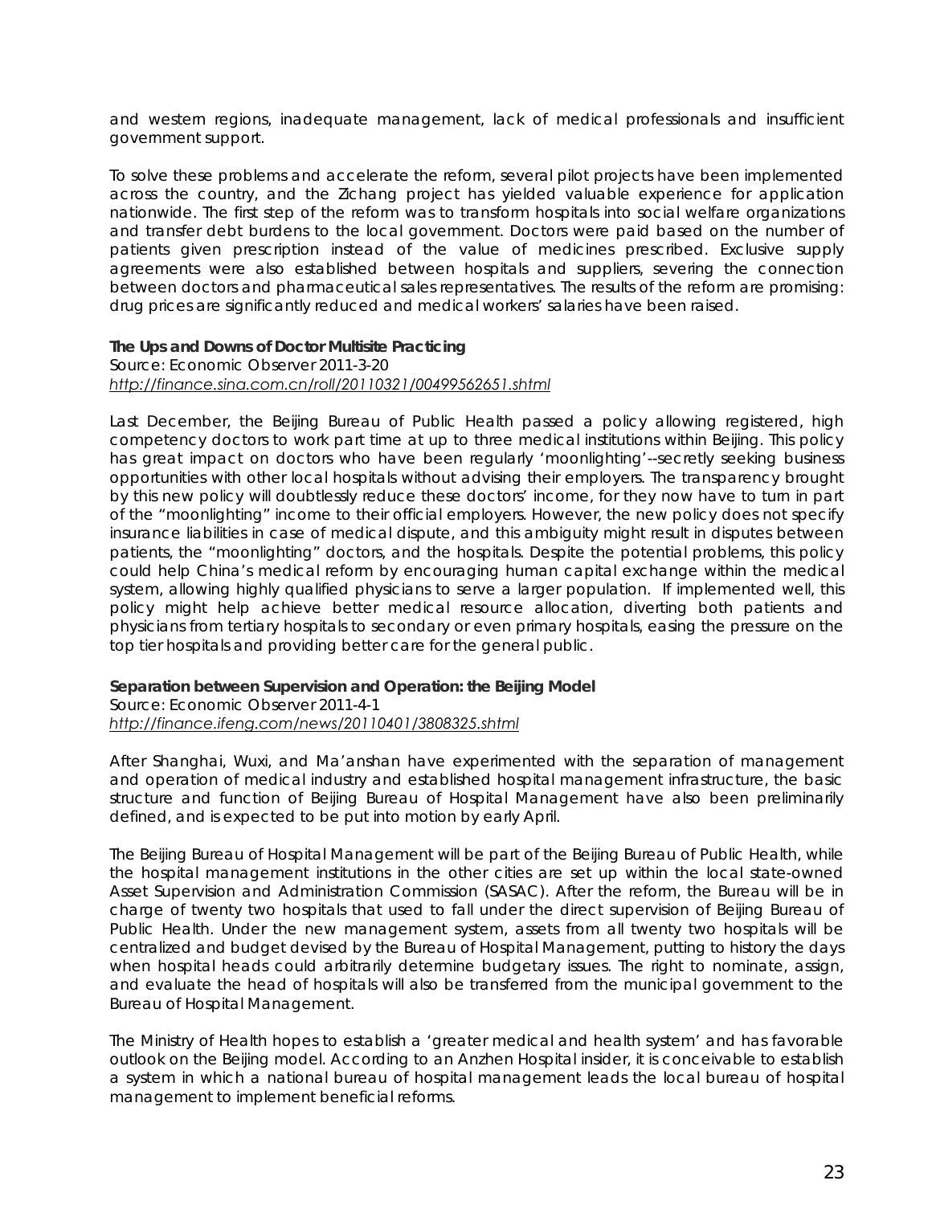and western regions, inadequate management, lack of medical professionals and insufficient government support.

To solve these problems and accelerate the reform, several pilot projects have been implemented across the country, and the Zichang project has yielded valuable experience for application nationwide. The first step of the reform was to transform hospitals into social welfare organizations and transfer debt burdens to the local government. Doctors were paid based on the number of patients given prescription instead of the value of medicines prescribed. Exclusive supply agreements were also established between hospitals and suppliers, severing the connection between doctors and pharmaceutical sales representatives. The results of the reform are promising: drug prices are significantly reduced and medical workers' salaries have been raised.

**The Ups and Downs of Doctor Multisite Practicing**
Source: Economic Observer 2011-3-20
*http://finance.sina.com.cn/roll/20110321/00499562651.shtml*

Last December, the Beijing Bureau of Public Health passed a policy allowing registered, high competency doctors to work part time at up to three medical institutions within Beijing. This policy has great impact on doctors who have been regularly 'moonlighting'--secretly seeking business opportunities with other local hospitals without advising their employers. The transparency brought by this new policy will doubtlessly reduce these doctors' income, for they now have to turn in part of the "moonlighting" income to their official employers. However, the new policy does not specify insurance liabilities in case of medical dispute, and this ambiguity might result in disputes between patients, the "moonlighting" doctors, and the hospitals. Despite the potential problems, this policy could help China's medical reform by encouraging human capital exchange within the medical system, allowing highly qualified physicians to serve a larger population. If implemented well, this policy might help achieve better medical resource allocation, diverting both patients and physicians from tertiary hospitals to secondary or even primary hospitals, easing the pressure on the top tier hospitals and providing better care for the general public.

**Separation between Supervision and Operation: the Beijing Model**
Source: Economic Observer 2011-4-1
*http://finance.ifeng.com/news/20110401/3808325.shtml*

After Shanghai, Wuxi, and Ma'anshan have experimented with the separation of management and operation of medical industry and established hospital management infrastructure, the basic structure and function of Beijing Bureau of Hospital Management have also been preliminarily defined, and is expected to be put into motion by early April.

The Beijing Bureau of Hospital Management will be part of the Beijing Bureau of Public Health, while the hospital management institutions in the other cities are set up within the local state-owned Asset Supervision and Administration Commission (SASAC). After the reform, the Bureau will be in charge of twenty two hospitals that used to fall under the direct supervision of Beijing Bureau of Public Health. Under the new management system, assets from all twenty two hospitals will be centralized and budget devised by the Bureau of Hospital Management, putting to history the days when hospital heads could arbitrarily determine budgetary issues. The right to nominate, assign, and evaluate the head of hospitals will also be transferred from the municipal government to the Bureau of Hospital Management.

The Ministry of Health hopes to establish a 'greater medical and health system' and has favorable outlook on the Beijing model. According to an Anzhen Hospital insider, it is conceivable to establish a system in which a national bureau of hospital management leads the local bureau of hospital management to implement beneficial reforms.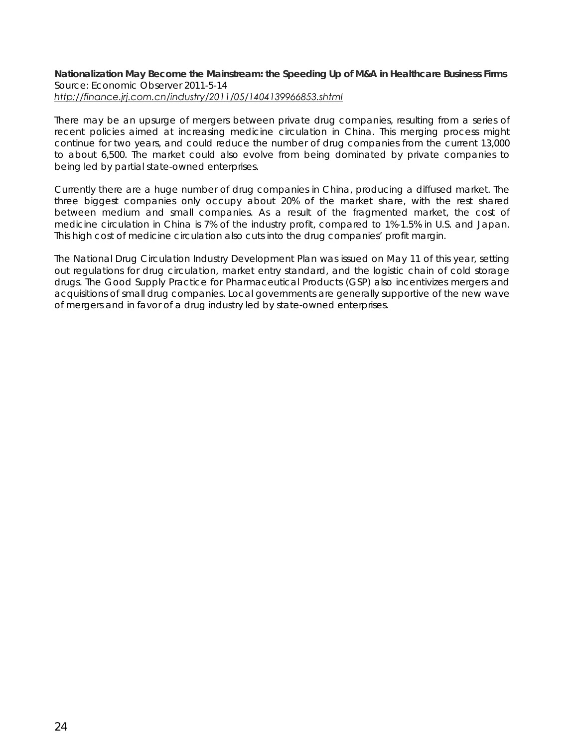**Nationalization May Become the Mainstream: the Speeding Up of M&A in Healthcare Business Firms**
Source: Economic Observer 2011-5-14
*http://finance.jrj.com.cn/industry/2011/05/1404139966853.shtml*

There may be an upsurge of mergers between private drug companies, resulting from a series of recent policies aimed at increasing medicine circulation in China. This merging process might continue for two years, and could reduce the number of drug companies from the current 13,000 to about 6,500. The market could also evolve from being dominated by private companies to being led by partial state-owned enterprises.

Currently there are a huge number of drug companies in China, producing a diffused market. The three biggest companies only occupy about 20% of the market share, with the rest shared between medium and small companies. As a result of the fragmented market, the cost of medicine circulation in China is 7% of the industry profit, compared to 1%-1.5% in U.S. and Japan. This high cost of medicine circulation also cuts into the drug companies' profit margin.

The National Drug Circulation Industry Development Plan was issued on May 11 of this year, setting out regulations for drug circulation, market entry standard, and the logistic chain of cold storage drugs. The Good Supply Practice for Pharmaceutical Products (GSP) also incentivizes mergers and acquisitions of small drug companies. Local governments are generally supportive of the new wave of mergers and in favor of a drug industry led by state-owned enterprises.